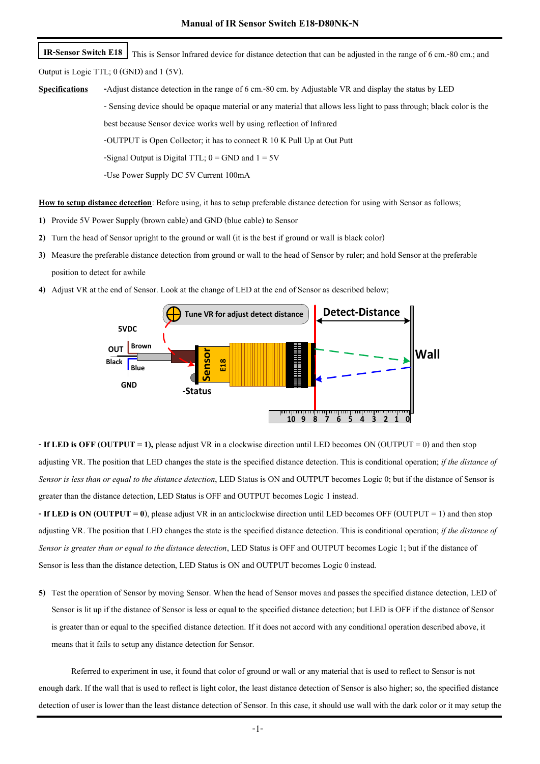# Manual of IR Sensor Switch E18-D80NK-N

**IR-Sensor Switch E18** This is Sensor Infrared device for distance detection that can be adjusted in the range of 6 cm.-80 cm.; and Output is Logic TTL; 0 (GND) and 1 (5V).

**Specifications**

- -Adjust distance detection in the range of 6 cm.-80 cm. by Adjustable VR and display the status by LED
- - Sensing device should be opaque material or any material that allows less light to pass through; black color is the best because Sensor device works well by using reflection of Infrared
- -OUTPUT is Open Collector; it has to connect R 10 K Pull Up at Out Putt
- -Signal Output is Digital TTL; 0 = GND and 1 = 5V
- -Use Power Supply DC 5V Current 100mA

**How to setup distance detection**: Before using, it has to setup preferable distance detection for using with Sensor as follows;

1) Provide 5V Power Supply (brown cable) and GND (blue cable) to Sensor
2) Turn the head of Sensor upright to the ground or wall (it is the best if ground or wall is black color)
3) Measure the preferable distance detection from ground or wall to the head of Sensor by ruler; and hold Sensor at the preferable position to detect for awhile
4) Adjust VR at the end of Sensor. Look at the change of LED at the end of Sensor as described below;

**- If LED is OFF (OUTPUT = 1),** please adjust VR in a clockwise direction until LED becomes ON (OUTPUT = 0) and then stop adjusting VR. The position that LED changes the state is the specified distance detection. This is conditional operation; *if the distance of Sensor is less than or equal to the distance detection*, LED Status is ON and OUTPUT becomes Logic 0; but if the distance of Sensor is greater than the distance detection, LED Status is OFF and OUTPUT becomes Logic 1 instead.

**- If LED is ON (OUTPUT = 0**), please adjust VR in an anticlockwise direction until LED becomes OFF (OUTPUT = 1) and then stop adjusting VR. The position that LED changes the state is the specified distance detection. This is conditional operation; *if the distance of Sensor is greater than or equal to the distance detection*, LED Status is OFF and OUTPUT becomes Logic 1; but if the distance of Sensor is less than the distance detection, LED Status is ON and OUTPUT becomes Logic 0 instead.

5) Test the operation of Sensor by moving Sensor. When the head of Sensor moves and passes the specified distance detection, LED of Sensor is lit up if the distance of Sensor is less or equal to the specified distance detection; but LED is OFF if the distance of Sensor is greater than or equal to the specified distance detection. If it does not accord with any conditional operation described above, it means that it fails to setup any distance detection for Sensor.

Referred to experiment in use, it found that color of ground or wall or any material that is used to reflect to Sensor is not enough dark. If the wall that is used to reflect is light color, the least distance detection of Sensor is also higher; so, the specified distance detection of user is lower than the least distance detection of Sensor. In this case, it should use wall with the dark color or it may setup the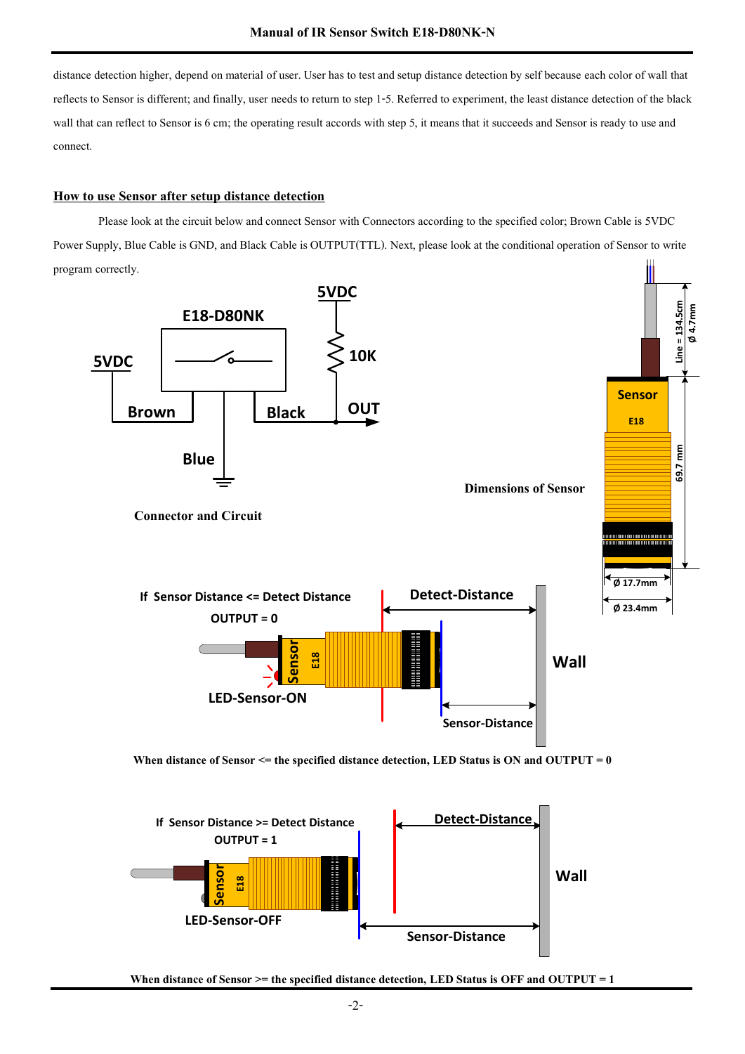distance detection higher, depend on material of user. User has to test and setup distance detection by self because each color of wall that reflects to Sensor is different; and finally, user needs to return to step 1-5. Referred to experiment, the least distance detection of the black wall that can reflect to Sensor is 6 cm; the operating result accords with step 5, it means that it succeeds and Sensor is ready to use and connect.

## How to use Sensor after setup distance detection

Please look at the circuit below and connect Sensor with Connectors according to the specified color; Brown Cable is 5VDC Power Supply, Blue Cable is GND, and Black Cable is OUTPUT(TTL). Next, please look at the conditional operation of Sensor to write program correctly.

5VDC
E18-D80NK
5VDC
10K
Brown
Black
OUT
Blue

**Connector and Circuit**

Line = 134.5cm
Ø 4.7mm
Sensor
E18
69.7 mm
Ø 17.7mm
Ø 23.4mm

**Dimensions of Sensor**

If Sensor Distance <= Detect Distance
OUTPUT = 0
Detect-Distance
Sensor
E18
Wall
LED-Sensor-ON
Sensor-Distance

**When distance of Sensor <= the specified distance detection, LED Status is ON and OUTPUT = 0**

If Sensor Distance >= Detect Distance
OUTPUT = 1
Detect-Distance
Sensor
E18
Wall
LED-Sensor-OFF
Sensor-Distance

**When distance of Sensor >= the specified distance detection, LED Status is OFF and OUTPUT = 1**